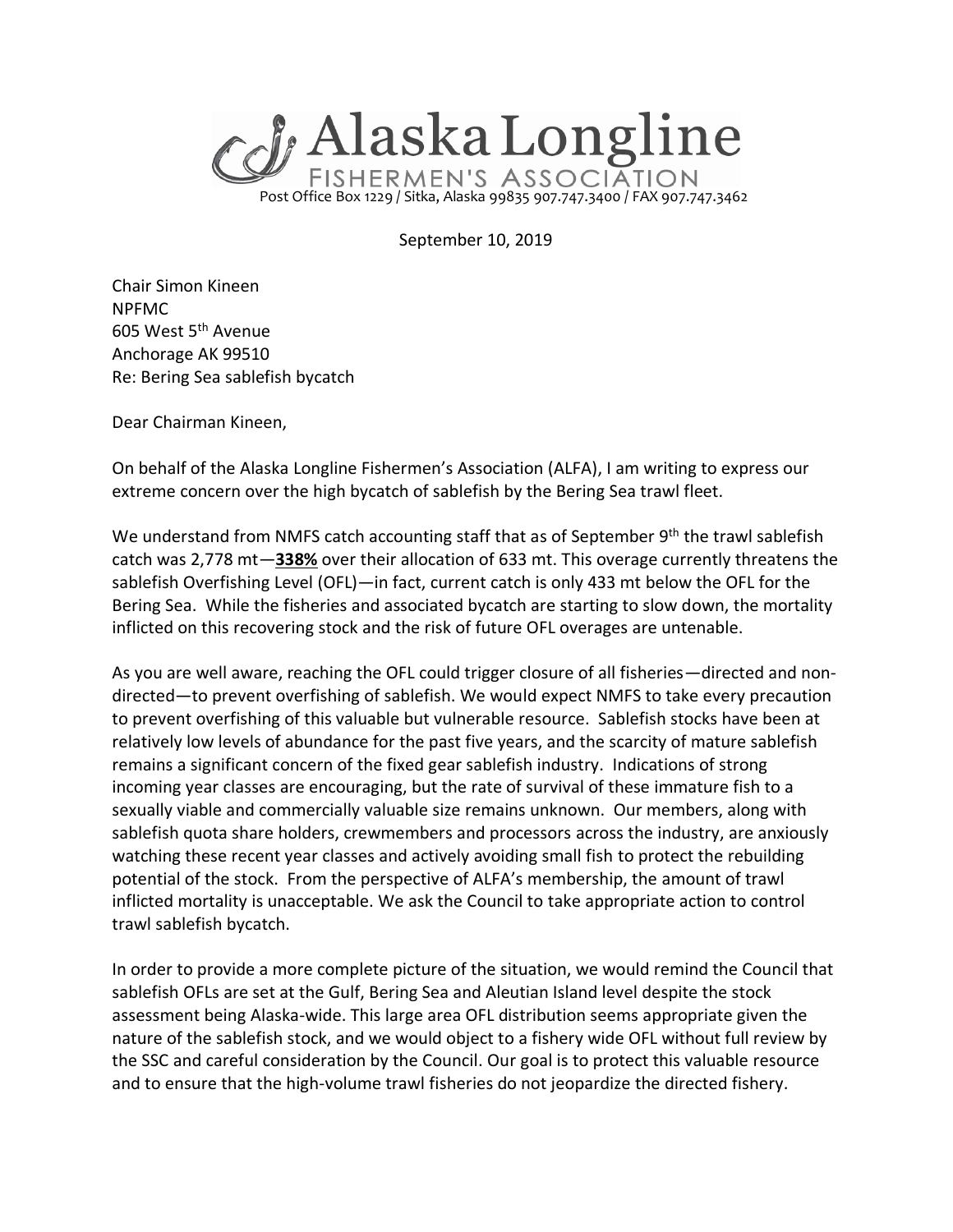# Alaska Longline

FISHERMEN'S ASSOCIATION

Post Office Box 1229 / Sitka, Alaska 99835 907.747.3400 / FAX 907.747.3462

September 10, 2019

Chair Simon Kineen
NPFMC
605 West 5th Avenue
Anchorage AK 99510
Re: Bering Sea sablefish bycatch

Dear Chairman Kineen,

On behalf of the Alaska Longline Fishermen's Association (ALFA), I am writing to express our extreme concern over the high bycatch of sablefish by the Bering Sea trawl fleet.

We understand from NMFS catch accounting staff that as of September 9th the trawl sablefish catch was 2,778 mt—**<u>338%</u>** over their allocation of 633 mt. This overage currently threatens the sablefish Overfishing Level (OFL)—in fact, current catch is only 433 mt below the OFL for the Bering Sea. While the fisheries and associated bycatch are starting to slow down, the mortality inflicted on this recovering stock and the risk of future OFL overages are untenable.

As you are well aware, reaching the OFL could trigger closure of all fisheries—directed and non-directed—to prevent overfishing of sablefish. We would expect NMFS to take every precaution to prevent overfishing of this valuable but vulnerable resource. Sablefish stocks have been at relatively low levels of abundance for the past five years, and the scarcity of mature sablefish remains a significant concern of the fixed gear sablefish industry. Indications of strong incoming year classes are encouraging, but the rate of survival of these immature fish to a sexually viable and commercially valuable size remains unknown. Our members, along with sablefish quota share holders, crewmembers and processors across the industry, are anxiously watching these recent year classes and actively avoiding small fish to protect the rebuilding potential of the stock. From the perspective of ALFA's membership, the amount of trawl inflicted mortality is unacceptable. We ask the Council to take appropriate action to control trawl sablefish bycatch.

In order to provide a more complete picture of the situation, we would remind the Council that sablefish OFLs are set at the Gulf, Bering Sea and Aleutian Island level despite the stock assessment being Alaska-wide. This large area OFL distribution seems appropriate given the nature of the sablefish stock, and we would object to a fishery wide OFL without full review by the SSC and careful consideration by the Council. Our goal is to protect this valuable resource and to ensure that the high-volume trawl fisheries do not jeopardize the directed fishery.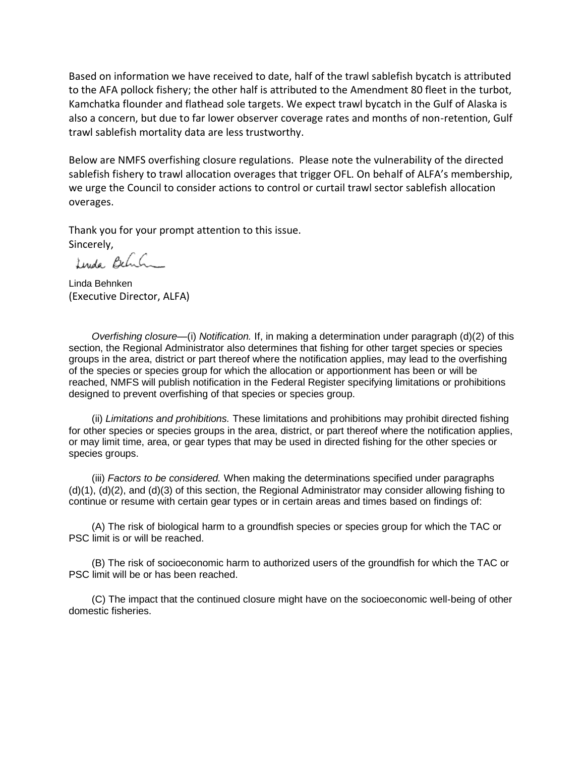Based on information we have received to date, half of the trawl sablefish bycatch is attributed to the AFA pollock fishery; the other half is attributed to the Amendment 80 fleet in the turbot, Kamchatka flounder and flathead sole targets. We expect trawl bycatch in the Gulf of Alaska is also a concern, but due to far lower observer coverage rates and months of non-retention, Gulf trawl sablefish mortality data are less trustworthy.

Below are NMFS overfishing closure regulations. Please note the vulnerability of the directed sablefish fishery to trawl allocation overages that trigger OFL. On behalf of ALFA's membership, we urge the Council to consider actions to control or curtail trawl sector sablefish allocation overages.

Thank you for your prompt attention to this issue.
Sincerely,

Linda Behnken
(Executive Director, ALFA)

*Overfishing closure*—(i) *Notification.* If, in making a determination under paragraph (d)(2) of this section, the Regional Administrator also determines that fishing for other target species or species groups in the area, district or part thereof where the notification applies, may lead to the overfishing of the species or species group for which the allocation or apportionment has been or will be reached, NMFS will publish notification in the Federal Register specifying limitations or prohibitions designed to prevent overfishing of that species or species group.

(ii) *Limitations and prohibitions.* These limitations and prohibitions may prohibit directed fishing for other species or species groups in the area, district, or part thereof where the notification applies, or may limit time, area, or gear types that may be used in directed fishing for the other species or species groups.

(iii) *Factors to be considered.* When making the determinations specified under paragraphs (d)(1), (d)(2), and (d)(3) of this section, the Regional Administrator may consider allowing fishing to continue or resume with certain gear types or in certain areas and times based on findings of:

(A) The risk of biological harm to a groundfish species or species group for which the TAC or PSC limit is or will be reached.

(B) The risk of socioeconomic harm to authorized users of the groundfish for which the TAC or PSC limit will be or has been reached.

(C) The impact that the continued closure might have on the socioeconomic well-being of other domestic fisheries.